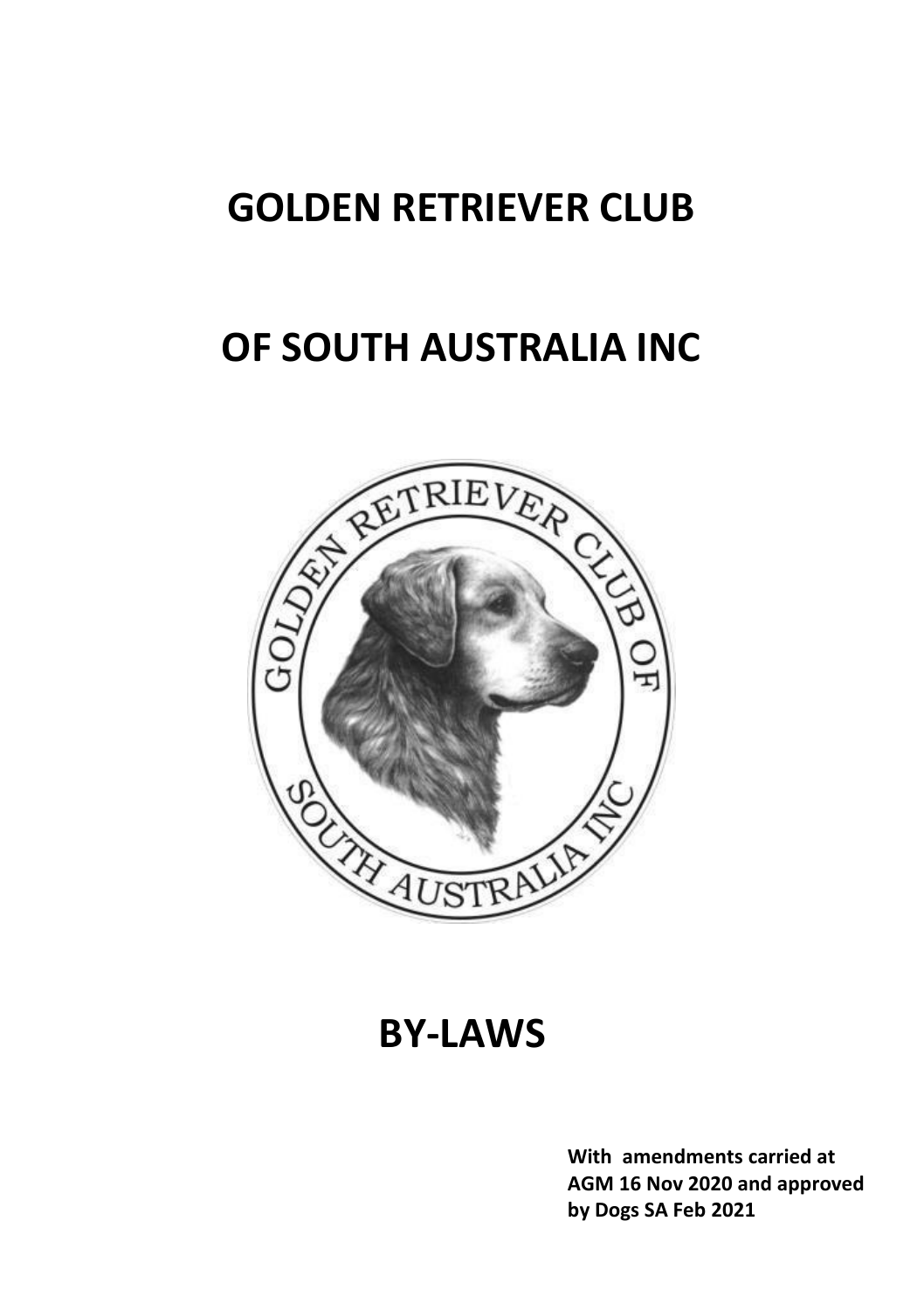# GOLDEN RETRIEVER CLUB

# OF SOUTH AUSTRALIA INC

# BY-LAWS

**With amendments carried at AGM 16 Nov 2020 and approved by Dogs SA Feb 2021**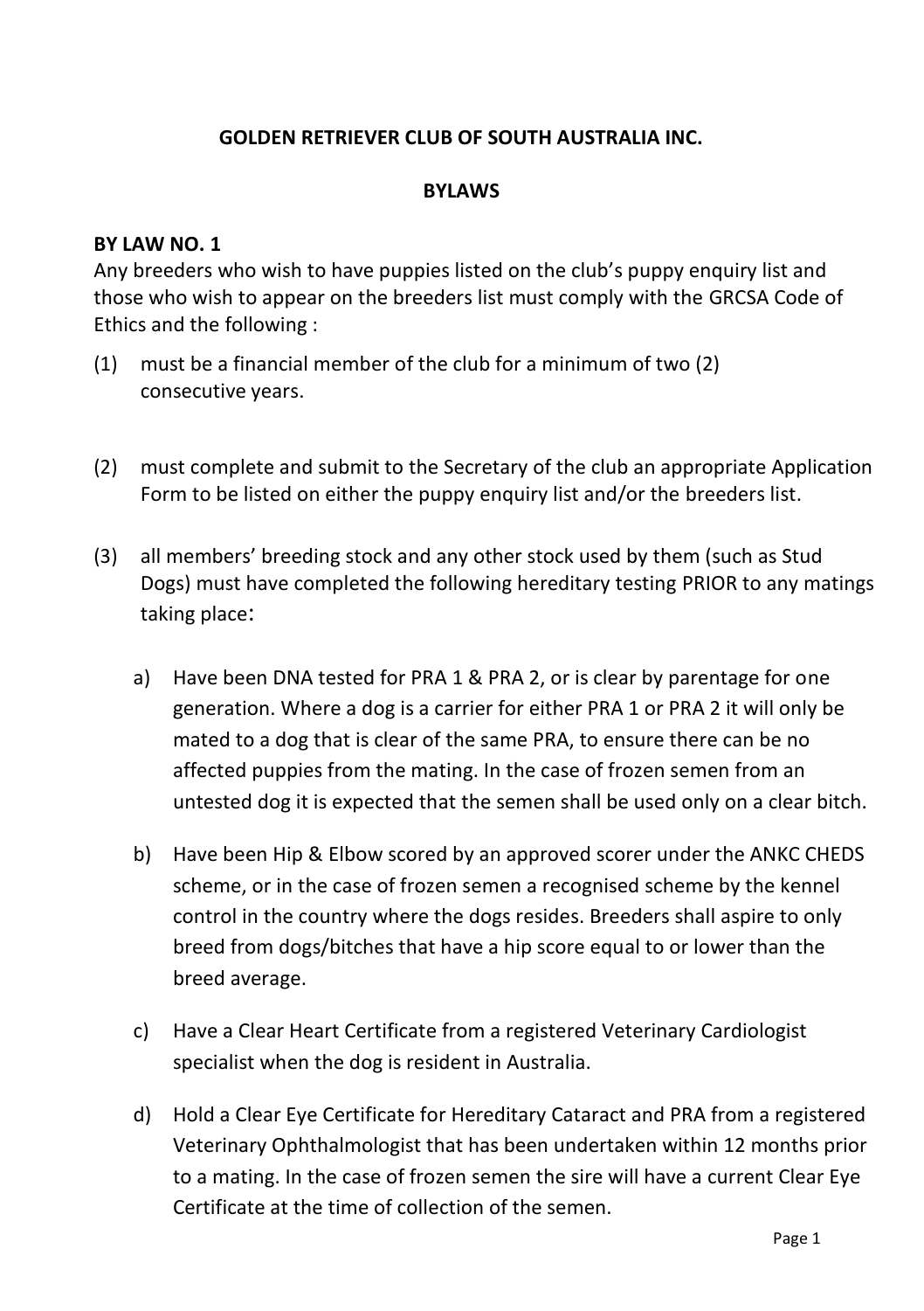**GOLDEN RETRIEVER CLUB OF SOUTH AUSTRALIA INC.**

**BYLAWS**

**BY LAW NO. 1**

Any breeders who wish to have puppies listed on the club's puppy enquiry list and those who wish to appear on the breeders list must comply with the GRCSA Code of Ethics and the following :

(1) must be a financial member of the club for a minimum of two (2) consecutive years.

(2) must complete and submit to the Secretary of the club an appropriate Application Form to be listed on either the puppy enquiry list and/or the breeders list.

(3) all members' breeding stock and any other stock used by them (such as Stud Dogs) must have completed the following hereditary testing PRIOR to any matings taking place:

a) Have been DNA tested for PRA 1 & PRA 2, or is clear by parentage for one generation. Where a dog is a carrier for either PRA 1 or PRA 2 it will only be mated to a dog that is clear of the same PRA, to ensure there can be no affected puppies from the mating. In the case of frozen semen from an untested dog it is expected that the semen shall be used only on a clear bitch.

b) Have been Hip & Elbow scored by an approved scorer under the ANKC CHEDS scheme, or in the case of frozen semen a recognised scheme by the kennel control in the country where the dogs resides. Breeders shall aspire to only breed from dogs/bitches that have a hip score equal to or lower than the breed average.

c) Have a Clear Heart Certificate from a registered Veterinary Cardiologist specialist when the dog is resident in Australia.

d) Hold a Clear Eye Certificate for Hereditary Cataract and PRA from a registered Veterinary Ophthalmologist that has been undertaken within 12 months prior to a mating. In the case of frozen semen the sire will have a current Clear Eye Certificate at the time of collection of the semen.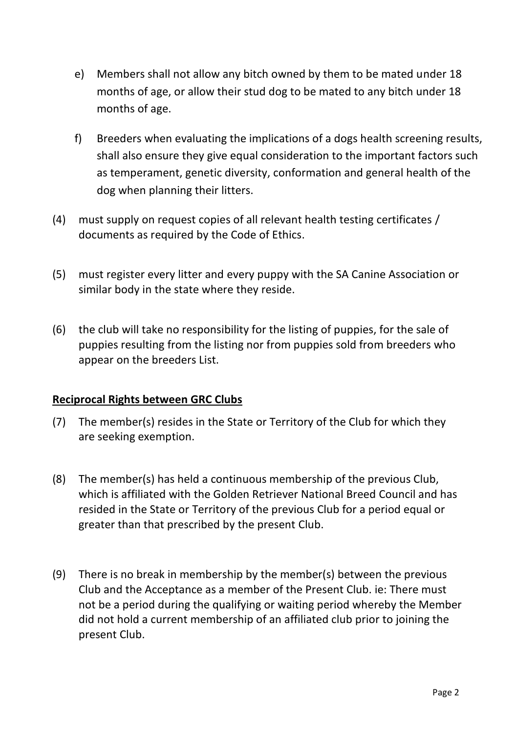e) Members shall not allow any bitch owned by them to be mated under 18 months of age, or allow their stud dog to be mated to any bitch under 18 months of age.

f) Breeders when evaluating the implications of a dogs health screening results, shall also ensure they give equal consideration to the important factors such as temperament, genetic diversity, conformation and general health of the dog when planning their litters.

(4) must supply on request copies of all relevant health testing certificates / documents as required by the Code of Ethics.

(5) must register every litter and every puppy with the SA Canine Association or similar body in the state where they reside.

(6) the club will take no responsibility for the listing of puppies, for the sale of puppies resulting from the listing nor from puppies sold from breeders who appear on the breeders List.

**Reciprocal Rights between GRC Clubs**

(7) The member(s) resides in the State or Territory of the Club for which they are seeking exemption.

(8) The member(s) has held a continuous membership of the previous Club, which is affiliated with the Golden Retriever National Breed Council and has resided in the State or Territory of the previous Club for a period equal or greater than that prescribed by the present Club.

(9) There is no break in membership by the member(s) between the previous Club and the Acceptance as a member of the Present Club. ie: There must not be a period during the qualifying or waiting period whereby the Member did not hold a current membership of an affiliated club prior to joining the present Club.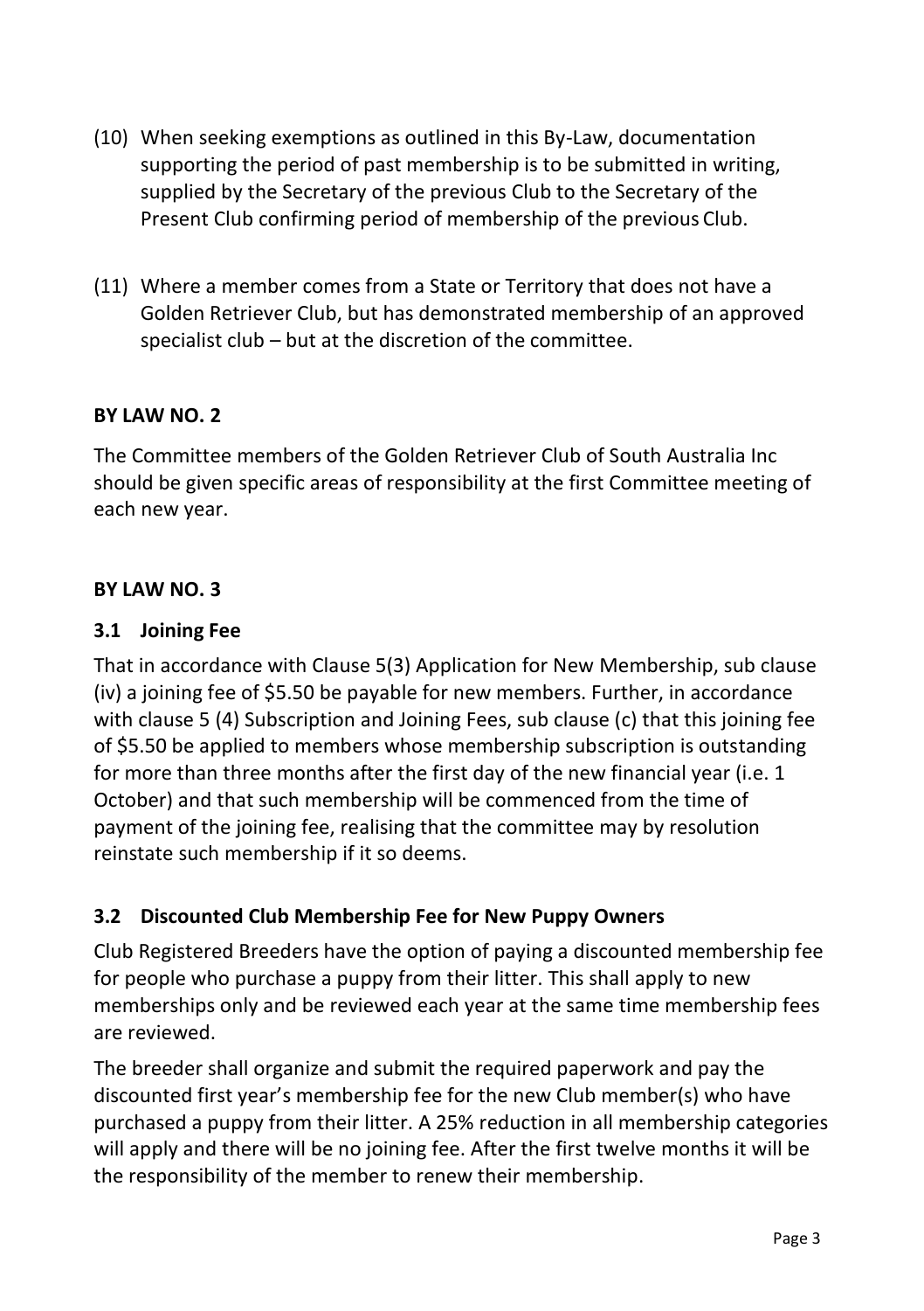(10) When seeking exemptions as outlined in this By-Law, documentation supporting the period of past membership is to be submitted in writing, supplied by the Secretary of the previous Club to the Secretary of the Present Club confirming period of membership of the previous Club.

(11) Where a member comes from a State or Territory that does not have a Golden Retriever Club, but has demonstrated membership of an approved specialist club – but at the discretion of the committee.

## BY LAW NO. 2

The Committee members of the Golden Retriever Club of South Australia Inc should be given specific areas of responsibility at the first Committee meeting of each new year.

## BY LAW NO. 3

### 3.1 Joining Fee

That in accordance with Clause 5(3) Application for New Membership, sub clause (iv) a joining fee of $5.50 be payable for new members. Further, in accordance with clause 5 (4) Subscription and Joining Fees, sub clause (c) that this joining fee of $5.50 be applied to members whose membership subscription is outstanding for more than three months after the first day of the new financial year (i.e. 1 October) and that such membership will be commenced from the time of payment of the joining fee, realising that the committee may by resolution reinstate such membership if it so deems.

### 3.2 Discounted Club Membership Fee for New Puppy Owners

Club Registered Breeders have the option of paying a discounted membership fee for people who purchase a puppy from their litter. This shall apply to new memberships only and be reviewed each year at the same time membership fees are reviewed.

The breeder shall organize and submit the required paperwork and pay the discounted first year's membership fee for the new Club member(s) who have purchased a puppy from their litter. A 25% reduction in all membership categories will apply and there will be no joining fee. After the first twelve months it will be the responsibility of the member to renew their membership.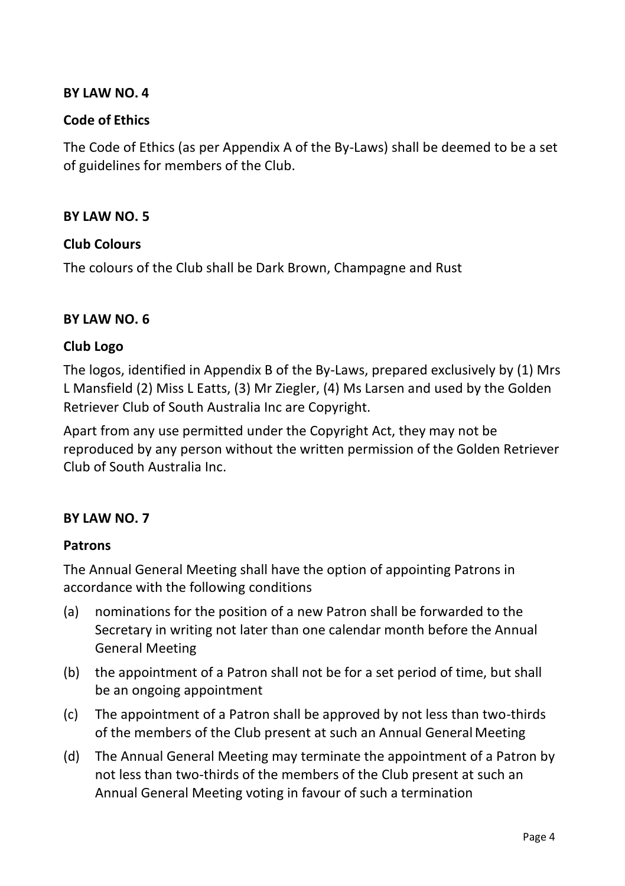**BY LAW NO. 4**

**Code of Ethics**

The Code of Ethics (as per Appendix A of the By-Laws) shall be deemed to be a set of guidelines for members of the Club.

**BY LAW NO. 5**

**Club Colours**

The colours of the Club shall be Dark Brown, Champagne and Rust

**BY LAW NO. 6**

**Club Logo**

The logos, identified in Appendix B of the By-Laws, prepared exclusively by (1) Mrs L Mansfield (2) Miss L Eatts, (3) Mr Ziegler, (4) Ms Larsen and used by the Golden Retriever Club of South Australia Inc are Copyright.

Apart from any use permitted under the Copyright Act, they may not be reproduced by any person without the written permission of the Golden Retriever Club of South Australia Inc.

**BY LAW NO. 7**

**Patrons**

The Annual General Meeting shall have the option of appointing Patrons in accordance with the following conditions

(a) nominations for the position of a new Patron shall be forwarded to the Secretary in writing not later than one calendar month before the Annual General Meeting

(b) the appointment of a Patron shall not be for a set period of time, but shall be an ongoing appointment

(c) The appointment of a Patron shall be approved by not less than two-thirds of the members of the Club present at such an Annual General Meeting

(d) The Annual General Meeting may terminate the appointment of a Patron by not less than two-thirds of the members of the Club present at such an Annual General Meeting voting in favour of such a termination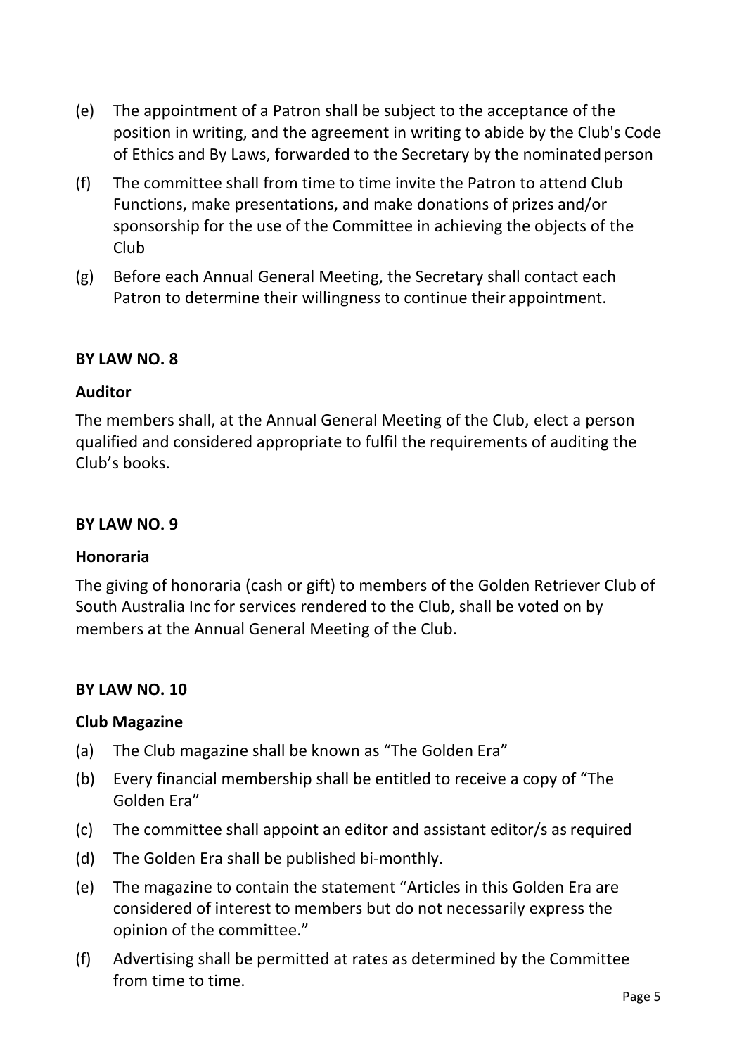(e) The appointment of a Patron shall be subject to the acceptance of the position in writing, and the agreement in writing to abide by the Club's Code of Ethics and By Laws, forwarded to the Secretary by the nominated person

(f) The committee shall from time to time invite the Patron to attend Club Functions, make presentations, and make donations of prizes and/or sponsorship for the use of the Committee in achieving the objects of the Club

(g) Before each Annual General Meeting, the Secretary shall contact each Patron to determine their willingness to continue their appointment.

**BY LAW NO. 8**

**Auditor**

The members shall, at the Annual General Meeting of the Club, elect a person qualified and considered appropriate to fulfil the requirements of auditing the Club's books.

**BY LAW NO. 9**

**Honoraria**

The giving of honoraria (cash or gift) to members of the Golden Retriever Club of South Australia Inc for services rendered to the Club, shall be voted on by members at the Annual General Meeting of the Club.

**BY LAW NO. 10**

**Club Magazine**

(a) The Club magazine shall be known as "The Golden Era"

(b) Every financial membership shall be entitled to receive a copy of "The Golden Era"

(c) The committee shall appoint an editor and assistant editor/s as required

(d) The Golden Era shall be published bi-monthly.

(e) The magazine to contain the statement "Articles in this Golden Era are considered of interest to members but do not necessarily express the opinion of the committee."

(f) Advertising shall be permitted at rates as determined by the Committee from time to time.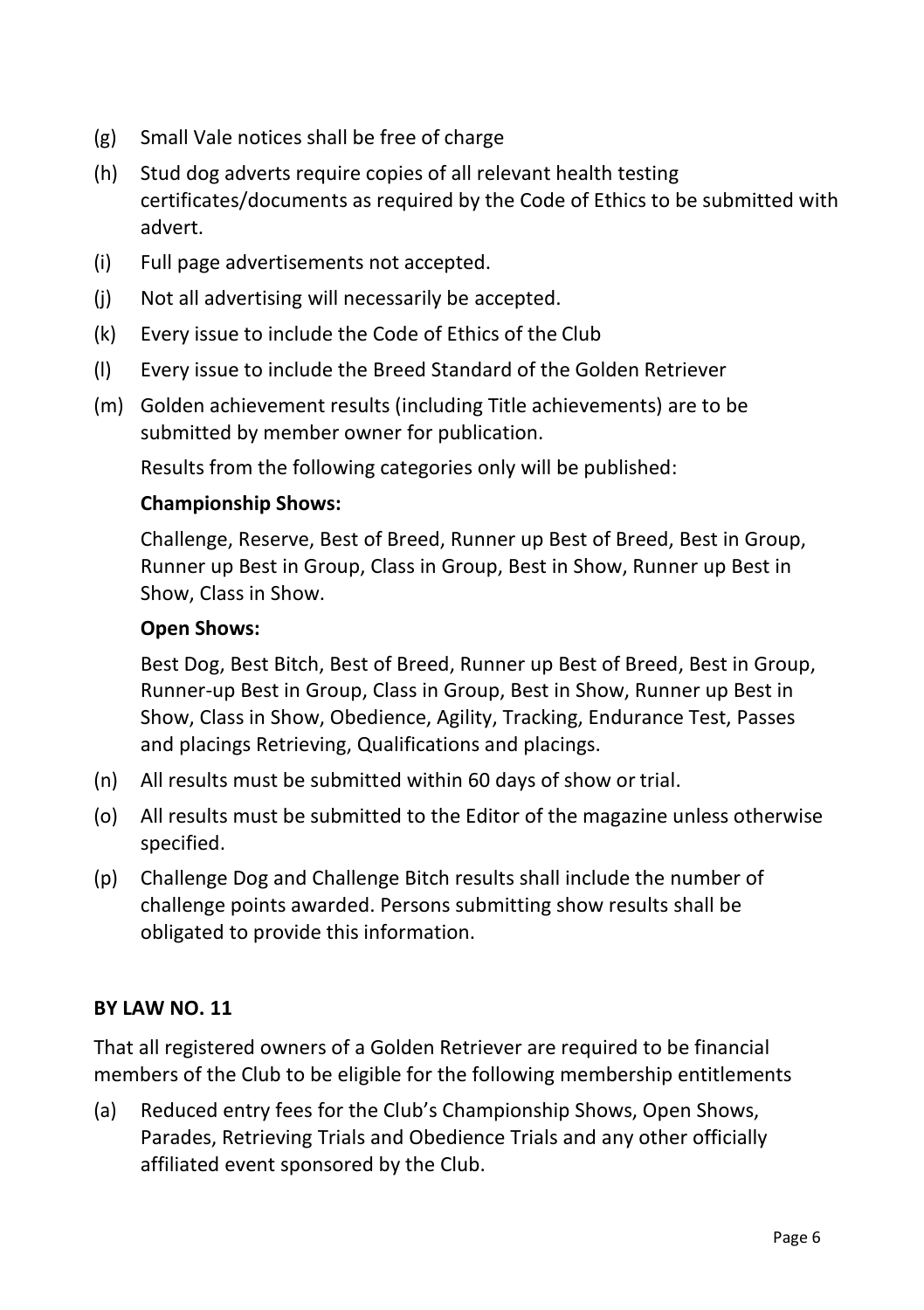(g) Small Vale notices shall be free of charge

(h) Stud dog adverts require copies of all relevant health testing certificates/documents as required by the Code of Ethics to be submitted with advert.

(i) Full page advertisements not accepted.

(j) Not all advertising will necessarily be accepted.

(k) Every issue to include the Code of Ethics of the Club

(l) Every issue to include the Breed Standard of the Golden Retriever

(m) Golden achievement results (including Title achievements) are to be submitted by member owner for publication.

Results from the following categories only will be published:

**Championship Shows:**

Challenge, Reserve, Best of Breed, Runner up Best of Breed, Best in Group, Runner up Best in Group, Class in Group, Best in Show, Runner up Best in Show, Class in Show.

**Open Shows:**

Best Dog, Best Bitch, Best of Breed, Runner up Best of Breed, Best in Group, Runner-up Best in Group, Class in Group, Best in Show, Runner up Best in Show, Class in Show, Obedience, Agility, Tracking, Endurance Test, Passes and placings Retrieving, Qualifications and placings.

(n) All results must be submitted within 60 days of show or trial.

(o) All results must be submitted to the Editor of the magazine unless otherwise specified.

(p) Challenge Dog and Challenge Bitch results shall include the number of challenge points awarded. Persons submitting show results shall be obligated to provide this information.

**BY LAW NO. 11**

That all registered owners of a Golden Retriever are required to be financial members of the Club to be eligible for the following membership entitlements

(a) Reduced entry fees for the Club's Championship Shows, Open Shows, Parades, Retrieving Trials and Obedience Trials and any other officially affiliated event sponsored by the Club.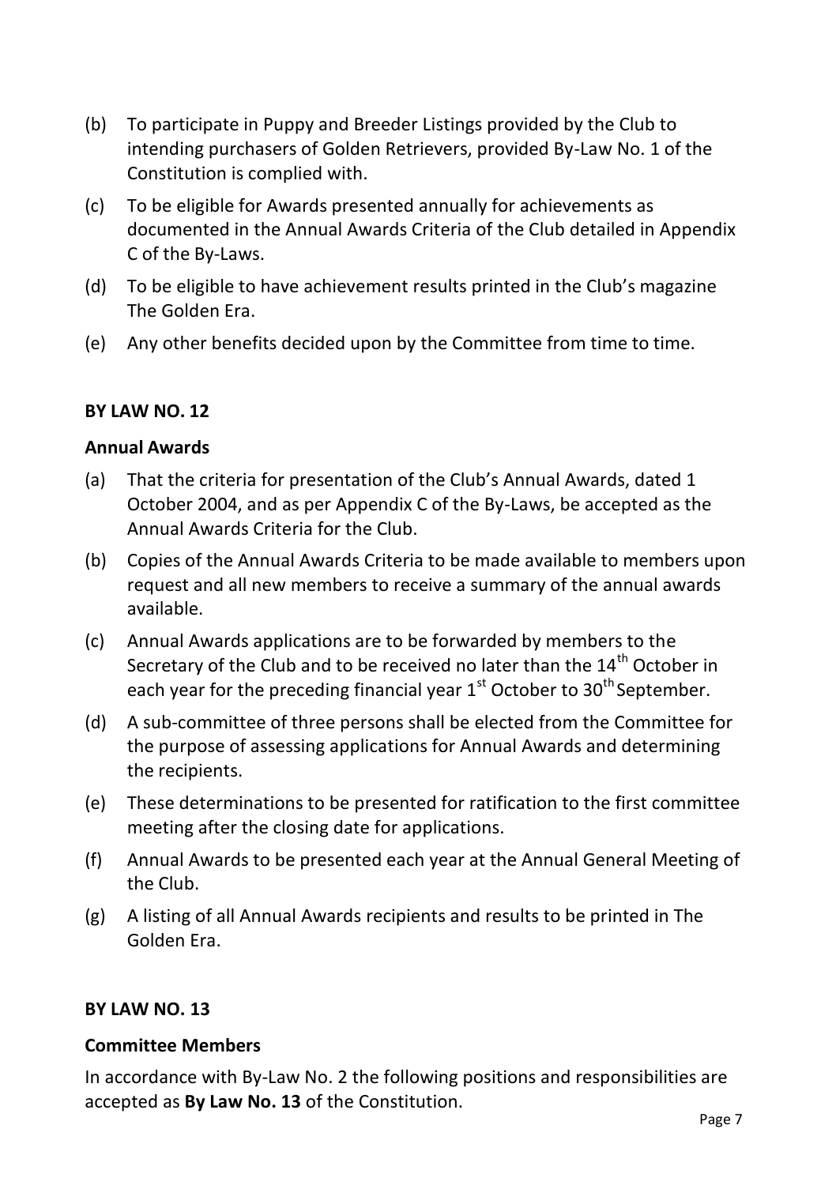(b) To participate in Puppy and Breeder Listings provided by the Club to intending purchasers of Golden Retrievers, provided By-Law No. 1 of the Constitution is complied with.

(c) To be eligible for Awards presented annually for achievements as documented in the Annual Awards Criteria of the Club detailed in Appendix C of the By-Laws.

(d) To be eligible to have achievement results printed in the Club's magazine The Golden Era.

(e) Any other benefits decided upon by the Committee from time to time.

**BY LAW NO. 12**

**Annual Awards**

(a) That the criteria for presentation of the Club's Annual Awards, dated 1 October 2004, and as per Appendix C of the By-Laws, be accepted as the Annual Awards Criteria for the Club.

(b) Copies of the Annual Awards Criteria to be made available to members upon request and all new members to receive a summary of the annual awards available.

(c) Annual Awards applications are to be forwarded by members to the Secretary of the Club and to be received no later than the 14th October in each year for the preceding financial year 1st October to 30th September.

(d) A sub-committee of three persons shall be elected from the Committee for the purpose of assessing applications for Annual Awards and determining the recipients.

(e) These determinations to be presented for ratification to the first committee meeting after the closing date for applications.

(f) Annual Awards to be presented each year at the Annual General Meeting of the Club.

(g) A listing of all Annual Awards recipients and results to be printed in The Golden Era.

**BY LAW NO. 13**

**Committee Members**

In accordance with By-Law No. 2 the following positions and responsibilities are accepted as **By Law No. 13** of the Constitution.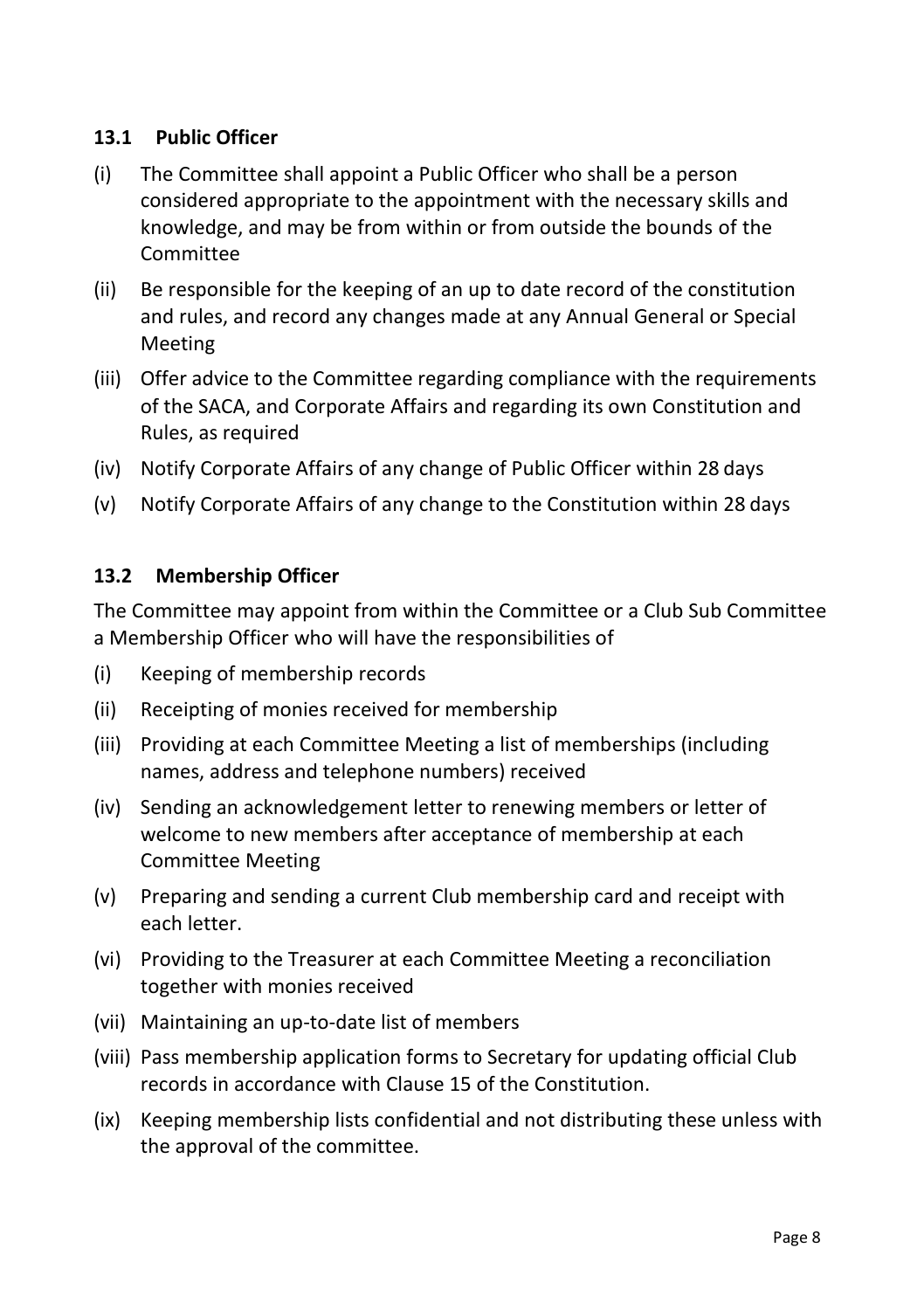### 13.1 Public Officer

(i) The Committee shall appoint a Public Officer who shall be a person considered appropriate to the appointment with the necessary skills and knowledge, and may be from within or from outside the bounds of the Committee

(ii) Be responsible for the keeping of an up to date record of the constitution and rules, and record any changes made at any Annual General or Special Meeting

(iii) Offer advice to the Committee regarding compliance with the requirements of the SACA, and Corporate Affairs and regarding its own Constitution and Rules, as required

(iv) Notify Corporate Affairs of any change of Public Officer within 28 days

(v) Notify Corporate Affairs of any change to the Constitution within 28 days

### 13.2 Membership Officer

The Committee may appoint from within the Committee or a Club Sub Committee a Membership Officer who will have the responsibilities of

(i) Keeping of membership records

(ii) Receipting of monies received for membership

(iii) Providing at each Committee Meeting a list of memberships (including names, address and telephone numbers) received

(iv) Sending an acknowledgement letter to renewing members or letter of welcome to new members after acceptance of membership at each Committee Meeting

(v) Preparing and sending a current Club membership card and receipt with each letter.

(vi) Providing to the Treasurer at each Committee Meeting a reconciliation together with monies received

(vii) Maintaining an up-to-date list of members

(viii) Pass membership application forms to Secretary for updating official Club records in accordance with Clause 15 of the Constitution.

(ix) Keeping membership lists confidential and not distributing these unless with the approval of the committee.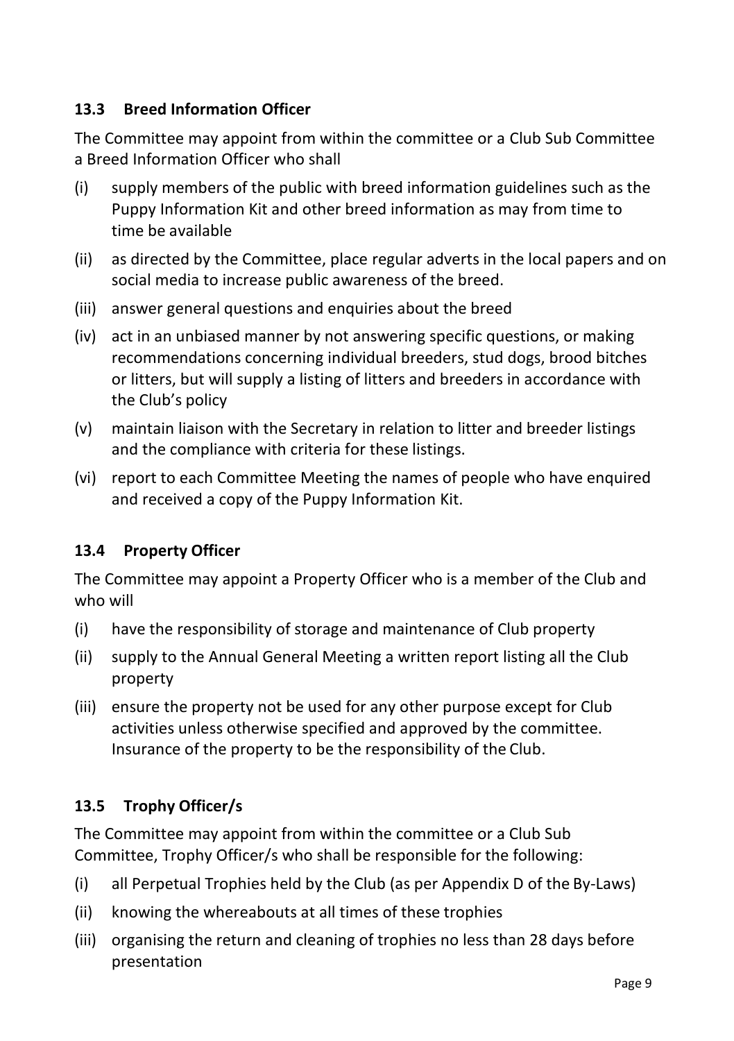### 13.3 Breed Information Officer

The Committee may appoint from within the committee or a Club Sub Committee a Breed Information Officer who shall

(i) supply members of the public with breed information guidelines such as the Puppy Information Kit and other breed information as may from time to time be available

(ii) as directed by the Committee, place regular adverts in the local papers and on social media to increase public awareness of the breed.

(iii) answer general questions and enquiries about the breed

(iv) act in an unbiased manner by not answering specific questions, or making recommendations concerning individual breeders, stud dogs, brood bitches or litters, but will supply a listing of litters and breeders in accordance with the Club's policy

(v) maintain liaison with the Secretary in relation to litter and breeder listings and the compliance with criteria for these listings.

(vi) report to each Committee Meeting the names of people who have enquired and received a copy of the Puppy Information Kit.

### 13.4 Property Officer

The Committee may appoint a Property Officer who is a member of the Club and who will

(i) have the responsibility of storage and maintenance of Club property

(ii) supply to the Annual General Meeting a written report listing all the Club property

(iii) ensure the property not be used for any other purpose except for Club activities unless otherwise specified and approved by the committee. Insurance of the property to be the responsibility of the Club.

### 13.5 Trophy Officer/s

The Committee may appoint from within the committee or a Club Sub Committee, Trophy Officer/s who shall be responsible for the following:

(i) all Perpetual Trophies held by the Club (as per Appendix D of the By-Laws)

(ii) knowing the whereabouts at all times of these trophies

(iii) organising the return and cleaning of trophies no less than 28 days before presentation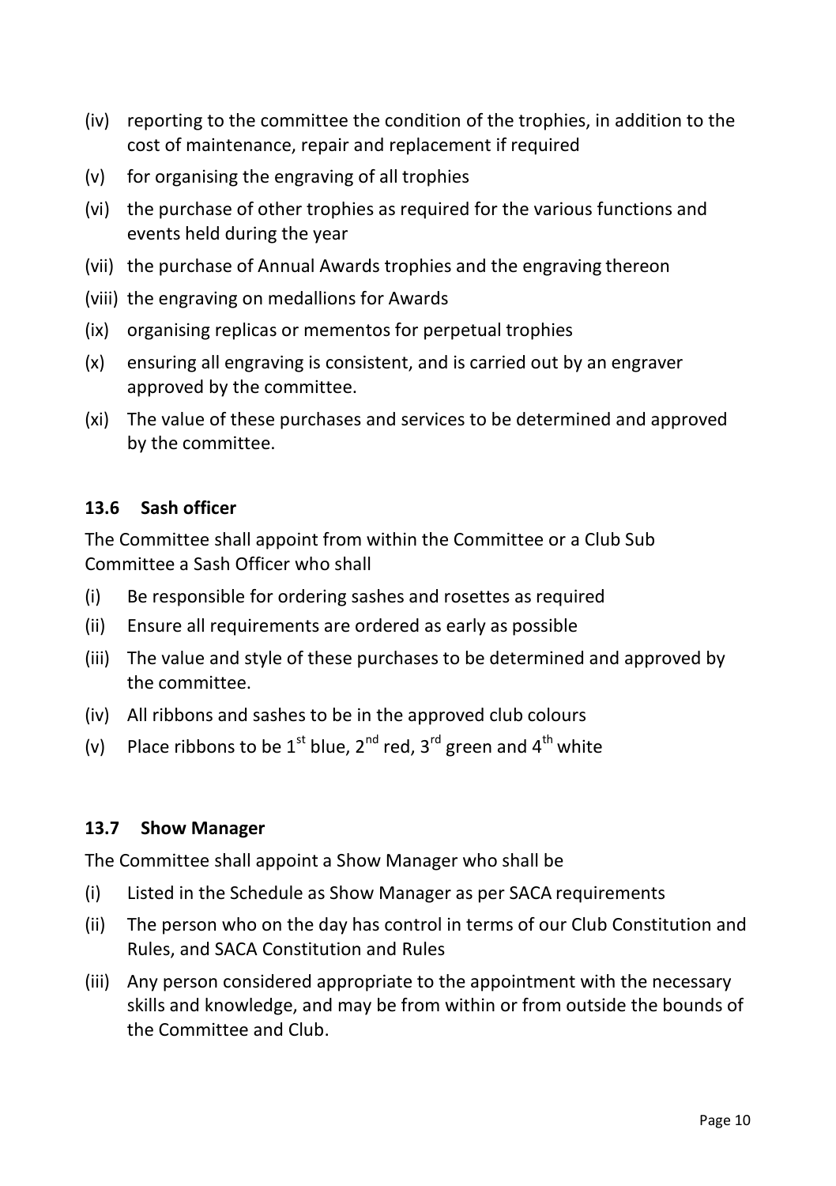- (iv) reporting to the committee the condition of the trophies, in addition to the cost of maintenance, repair and replacement if required
- (v) for organising the engraving of all trophies
- (vi) the purchase of other trophies as required for the various functions and events held during the year
- (vii) the purchase of Annual Awards trophies and the engraving thereon
- (viii) the engraving on medallions for Awards
- (ix) organising replicas or mementos for perpetual trophies
- (x) ensuring all engraving is consistent, and is carried out by an engraver approved by the committee.
- (xi) The value of these purchases and services to be determined and approved by the committee.

### 13.6 Sash officer

The Committee shall appoint from within the Committee or a Club Sub Committee a Sash Officer who shall

- (i) Be responsible for ordering sashes and rosettes as required
- (ii) Ensure all requirements are ordered as early as possible
- (iii) The value and style of these purchases to be determined and approved by the committee.
- (iv) All ribbons and sashes to be in the approved club colours
- (v) Place ribbons to be 1st blue, 2nd red, 3rd green and 4th white

### 13.7 Show Manager

The Committee shall appoint a Show Manager who shall be

- (i) Listed in the Schedule as Show Manager as per SACA requirements
- (ii) The person who on the day has control in terms of our Club Constitution and Rules, and SACA Constitution and Rules
- (iii) Any person considered appropriate to the appointment with the necessary skills and knowledge, and may be from within or from outside the bounds of the Committee and Club.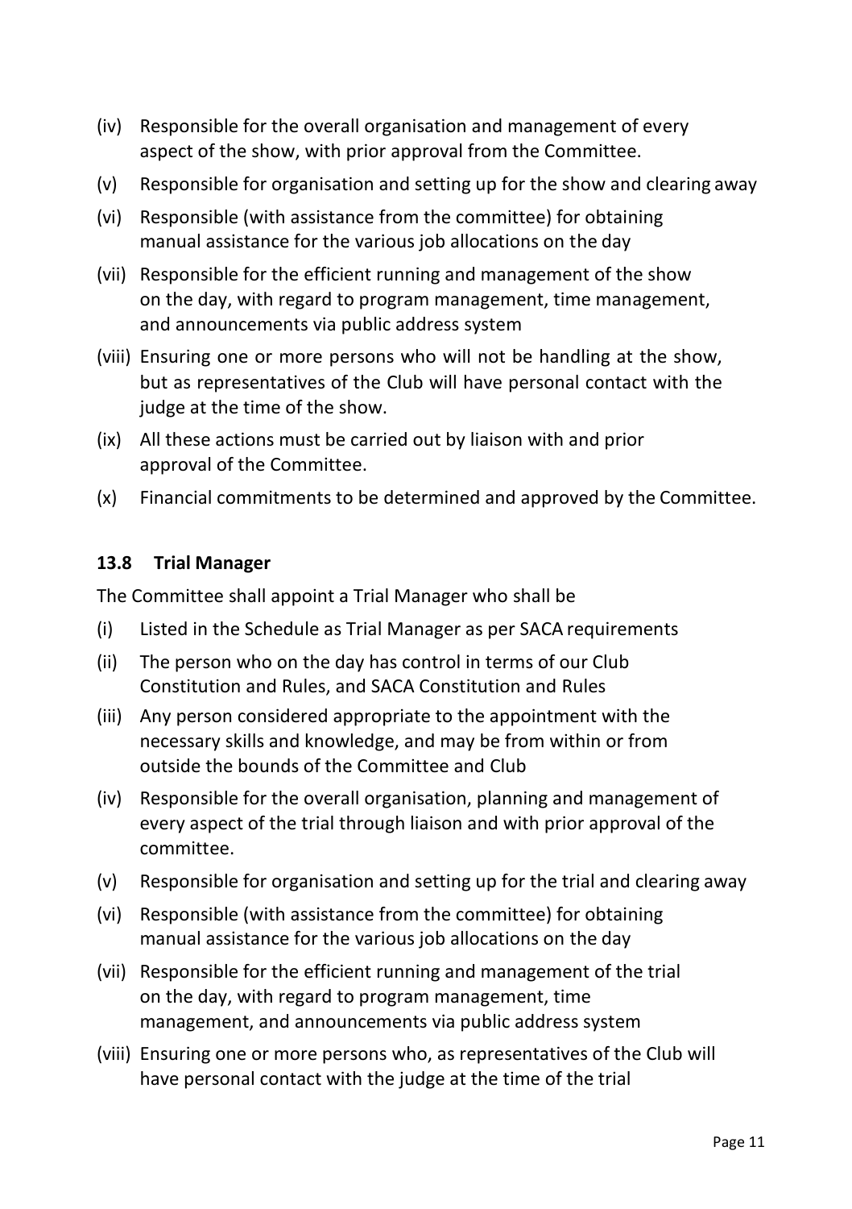(iv) Responsible for the overall organisation and management of every aspect of the show, with prior approval from the Committee.

(v) Responsible for organisation and setting up for the show and clearing away

(vi) Responsible (with assistance from the committee) for obtaining manual assistance for the various job allocations on the day

(vii) Responsible for the efficient running and management of the show on the day, with regard to program management, time management, and announcements via public address system

(viii) Ensuring one or more persons who will not be handling at the show, but as representatives of the Club will have personal contact with the judge at the time of the show.

(ix) All these actions must be carried out by liaison with and prior approval of the Committee.

(x) Financial commitments to be determined and approved by the Committee.

### 13.8 Trial Manager

The Committee shall appoint a Trial Manager who shall be

(i) Listed in the Schedule as Trial Manager as per SACA requirements

(ii) The person who on the day has control in terms of our Club Constitution and Rules, and SACA Constitution and Rules

(iii) Any person considered appropriate to the appointment with the necessary skills and knowledge, and may be from within or from outside the bounds of the Committee and Club

(iv) Responsible for the overall organisation, planning and management of every aspect of the trial through liaison and with prior approval of the committee.

(v) Responsible for organisation and setting up for the trial and clearing away

(vi) Responsible (with assistance from the committee) for obtaining manual assistance for the various job allocations on the day

(vii) Responsible for the efficient running and management of the trial on the day, with regard to program management, time management, and announcements via public address system

(viii) Ensuring one or more persons who, as representatives of the Club will have personal contact with the judge at the time of the trial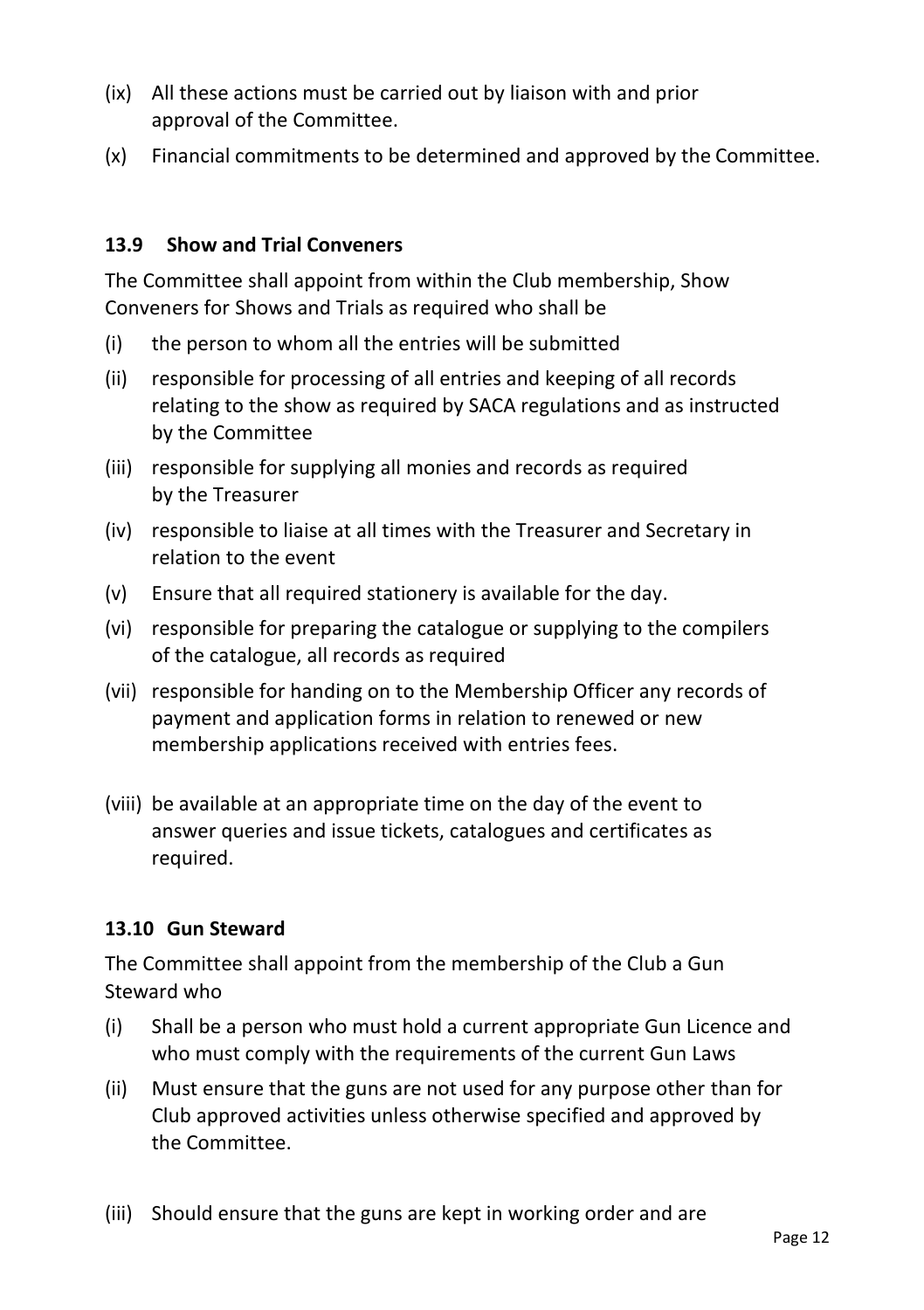(ix) All these actions must be carried out by liaison with and prior approval of the Committee.

(x) Financial commitments to be determined and approved by the Committee.

### 13.9 Show and Trial Conveners

The Committee shall appoint from within the Club membership, Show Conveners for Shows and Trials as required who shall be

(i) the person to whom all the entries will be submitted

(ii) responsible for processing of all entries and keeping of all records relating to the show as required by SACA regulations and as instructed by the Committee

(iii) responsible for supplying all monies and records as required by the Treasurer

(iv) responsible to liaise at all times with the Treasurer and Secretary in relation to the event

(v) Ensure that all required stationery is available for the day.

(vi) responsible for preparing the catalogue or supplying to the compilers of the catalogue, all records as required

(vii) responsible for handing on to the Membership Officer any records of payment and application forms in relation to renewed or new membership applications received with entries fees.

(viii) be available at an appropriate time on the day of the event to answer queries and issue tickets, catalogues and certificates as required.

### 13.10 Gun Steward

The Committee shall appoint from the membership of the Club a Gun Steward who

(i) Shall be a person who must hold a current appropriate Gun Licence and who must comply with the requirements of the current Gun Laws

(ii) Must ensure that the guns are not used for any purpose other than for Club approved activities unless otherwise specified and approved by the Committee.

(iii) Should ensure that the guns are kept in working order and are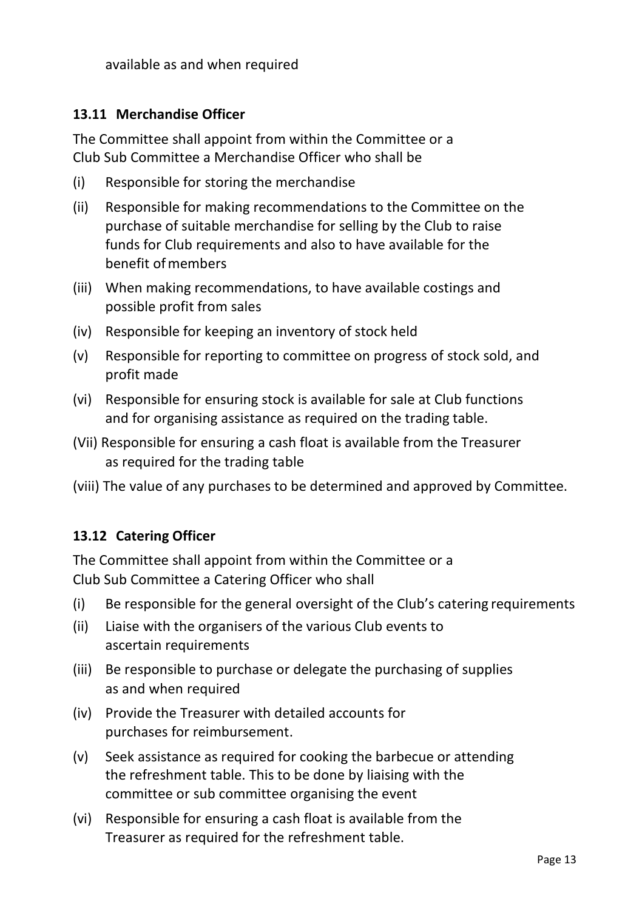available as and when required

### 13.11 Merchandise Officer

The Committee shall appoint from within the Committee or a Club Sub Committee a Merchandise Officer who shall be

(i) Responsible for storing the merchandise

(ii) Responsible for making recommendations to the Committee on the purchase of suitable merchandise for selling by the Club to raise funds for Club requirements and also to have available for the benefit of members

(iii) When making recommendations, to have available costings and possible profit from sales

(iv) Responsible for keeping an inventory of stock held

(v) Responsible for reporting to committee on progress of stock sold, and profit made

(vi) Responsible for ensuring stock is available for sale at Club functions and for organising assistance as required on the trading table.

(Vii) Responsible for ensuring a cash float is available from the Treasurer as required for the trading table

(viii) The value of any purchases to be determined and approved by Committee.

### 13.12 Catering Officer

The Committee shall appoint from within the Committee or a Club Sub Committee a Catering Officer who shall

(i) Be responsible for the general oversight of the Club's catering requirements

(ii) Liaise with the organisers of the various Club events to ascertain requirements

(iii) Be responsible to purchase or delegate the purchasing of supplies as and when required

(iv) Provide the Treasurer with detailed accounts for purchases for reimbursement.

(v) Seek assistance as required for cooking the barbecue or attending the refreshment table. This to be done by liaising with the committee or sub committee organising the event

(vi) Responsible for ensuring a cash float is available from the Treasurer as required for the refreshment table.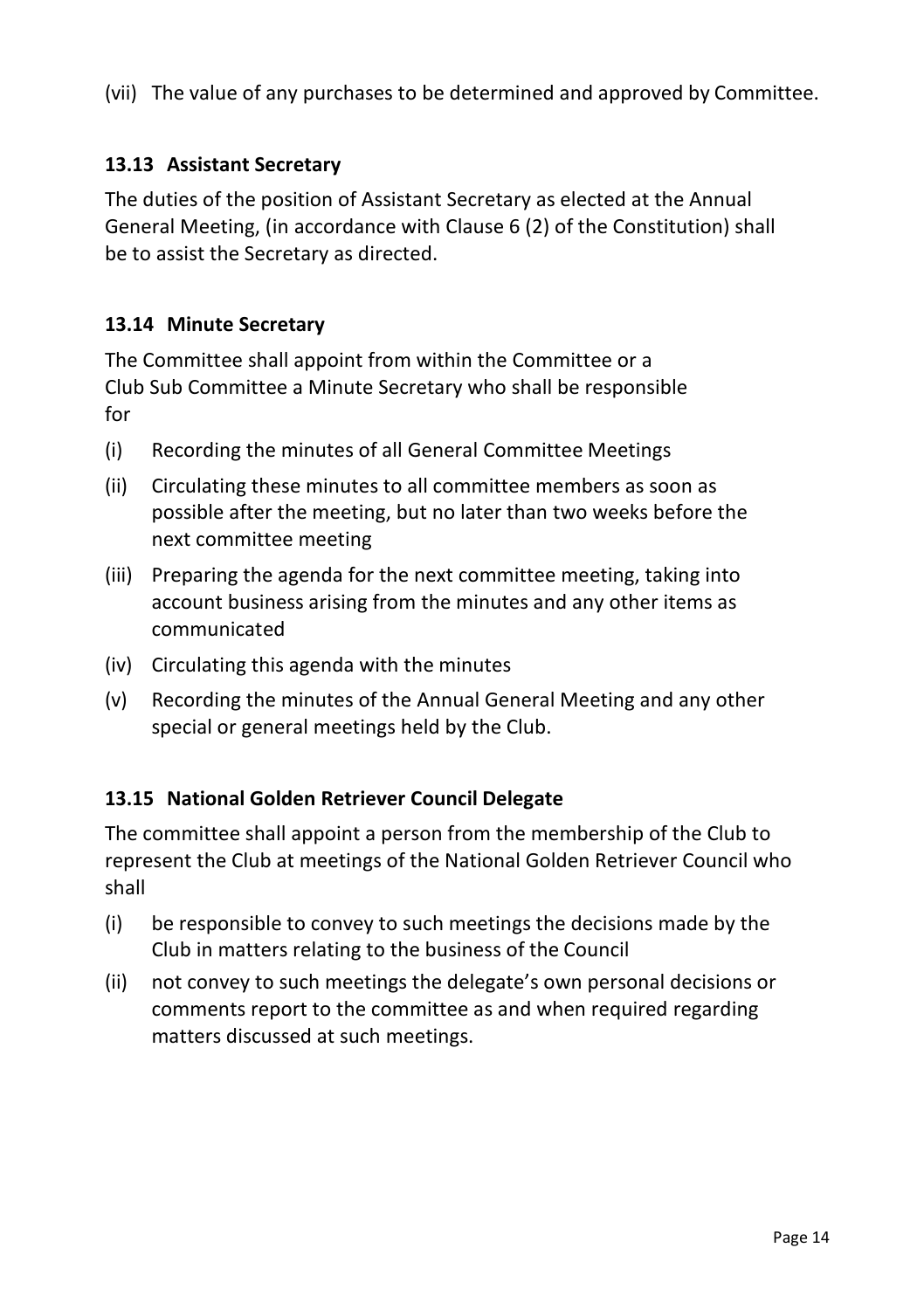(vii) The value of any purchases to be determined and approved by Committee.

### 13.13 Assistant Secretary

The duties of the position of Assistant Secretary as elected at the Annual General Meeting, (in accordance with Clause 6 (2) of the Constitution) shall be to assist the Secretary as directed.

### 13.14 Minute Secretary

The Committee shall appoint from within the Committee or a Club Sub Committee a Minute Secretary who shall be responsible for

(i) Recording the minutes of all General Committee Meetings

(ii) Circulating these minutes to all committee members as soon as possible after the meeting, but no later than two weeks before the next committee meeting

(iii) Preparing the agenda for the next committee meeting, taking into account business arising from the minutes and any other items as communicated

(iv) Circulating this agenda with the minutes

(v) Recording the minutes of the Annual General Meeting and any other special or general meetings held by the Club.

### 13.15 National Golden Retriever Council Delegate

The committee shall appoint a person from the membership of the Club to represent the Club at meetings of the National Golden Retriever Council who shall

(i) be responsible to convey to such meetings the decisions made by the Club in matters relating to the business of the Council

(ii) not convey to such meetings the delegate's own personal decisions or comments report to the committee as and when required regarding matters discussed at such meetings.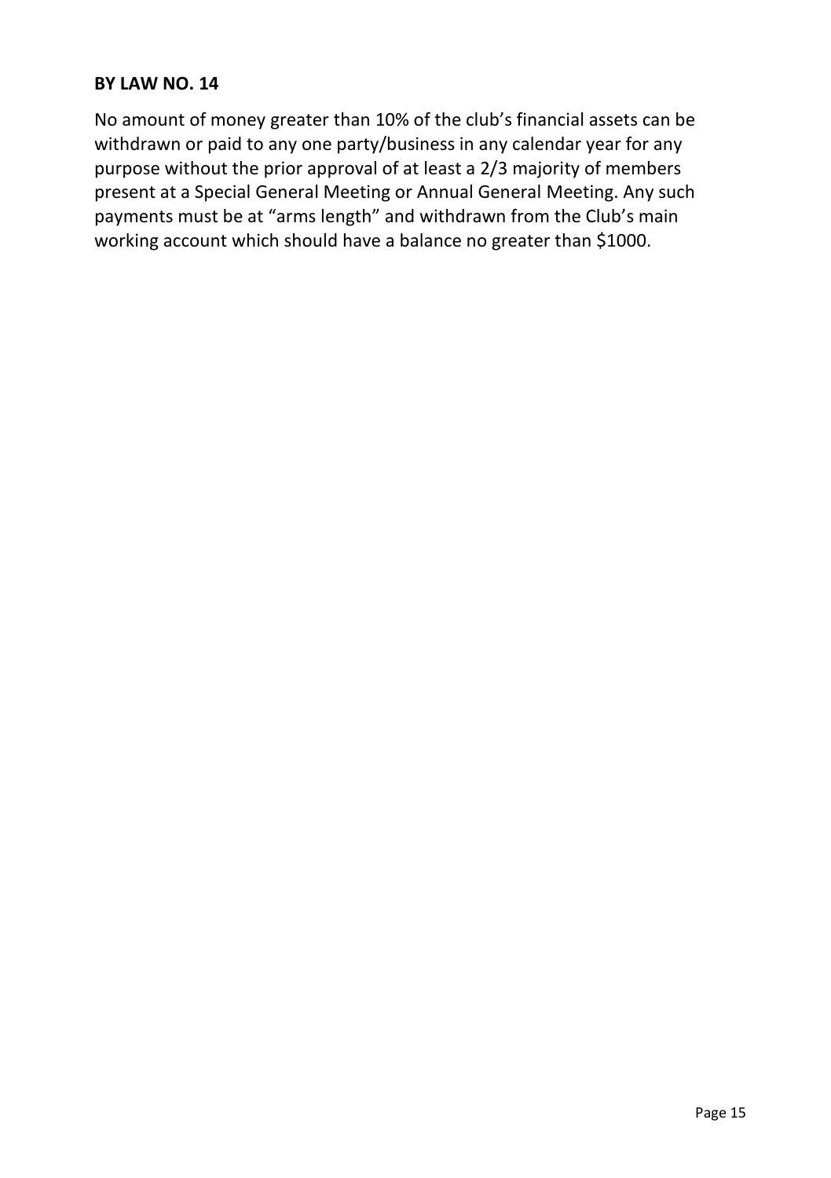**BY LAW NO. 14**

No amount of money greater than 10% of the club's financial assets can be withdrawn or paid to any one party/business in any calendar year for any purpose without the prior approval of at least a 2/3 majority of members present at a Special General Meeting or Annual General Meeting. Any such payments must be at "arms length" and withdrawn from the Club's main working account which should have a balance no greater than $1000.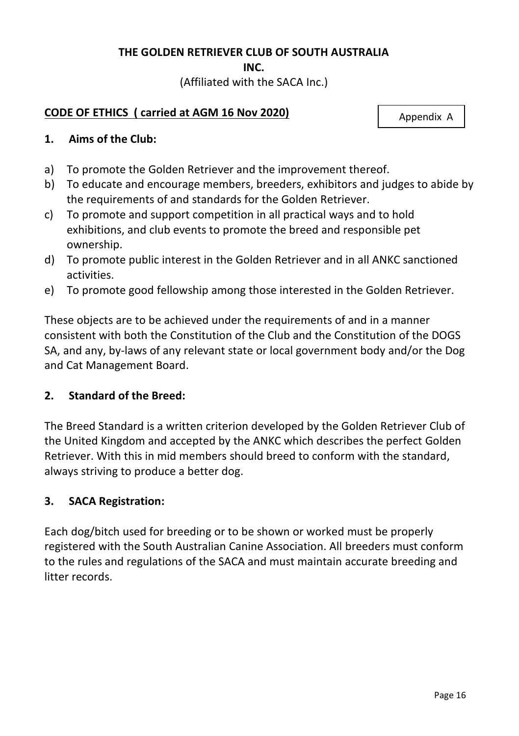**THE GOLDEN RETRIEVER CLUB OF SOUTH AUSTRALIA INC.**

(Affiliated with the SACA Inc.)

**CODE OF ETHICS ( carried at AGM 16 Nov 2020)**

Appendix A

## 1. Aims of the Club:

a) To promote the Golden Retriever and the improvement thereof.
b) To educate and encourage members, breeders, exhibitors and judges to abide by the requirements of and standards for the Golden Retriever.
c) To promote and support competition in all practical ways and to hold exhibitions, and club events to promote the breed and responsible pet ownership.
d) To promote public interest in the Golden Retriever and in all ANKC sanctioned activities.
e) To promote good fellowship among those interested in the Golden Retriever.

These objects are to be achieved under the requirements of and in a manner consistent with both the Constitution of the Club and the Constitution of the DOGS SA, and any, by-laws of any relevant state or local government body and/or the Dog and Cat Management Board.

## 2. Standard of the Breed:

The Breed Standard is a written criterion developed by the Golden Retriever Club of the United Kingdom and accepted by the ANKC which describes the perfect Golden Retriever. With this in mid members should breed to conform with the standard, always striving to produce a better dog.

## 3. SACA Registration:

Each dog/bitch used for breeding or to be shown or worked must be properly registered with the South Australian Canine Association. All breeders must conform to the rules and regulations of the SACA and must maintain accurate breeding and litter records.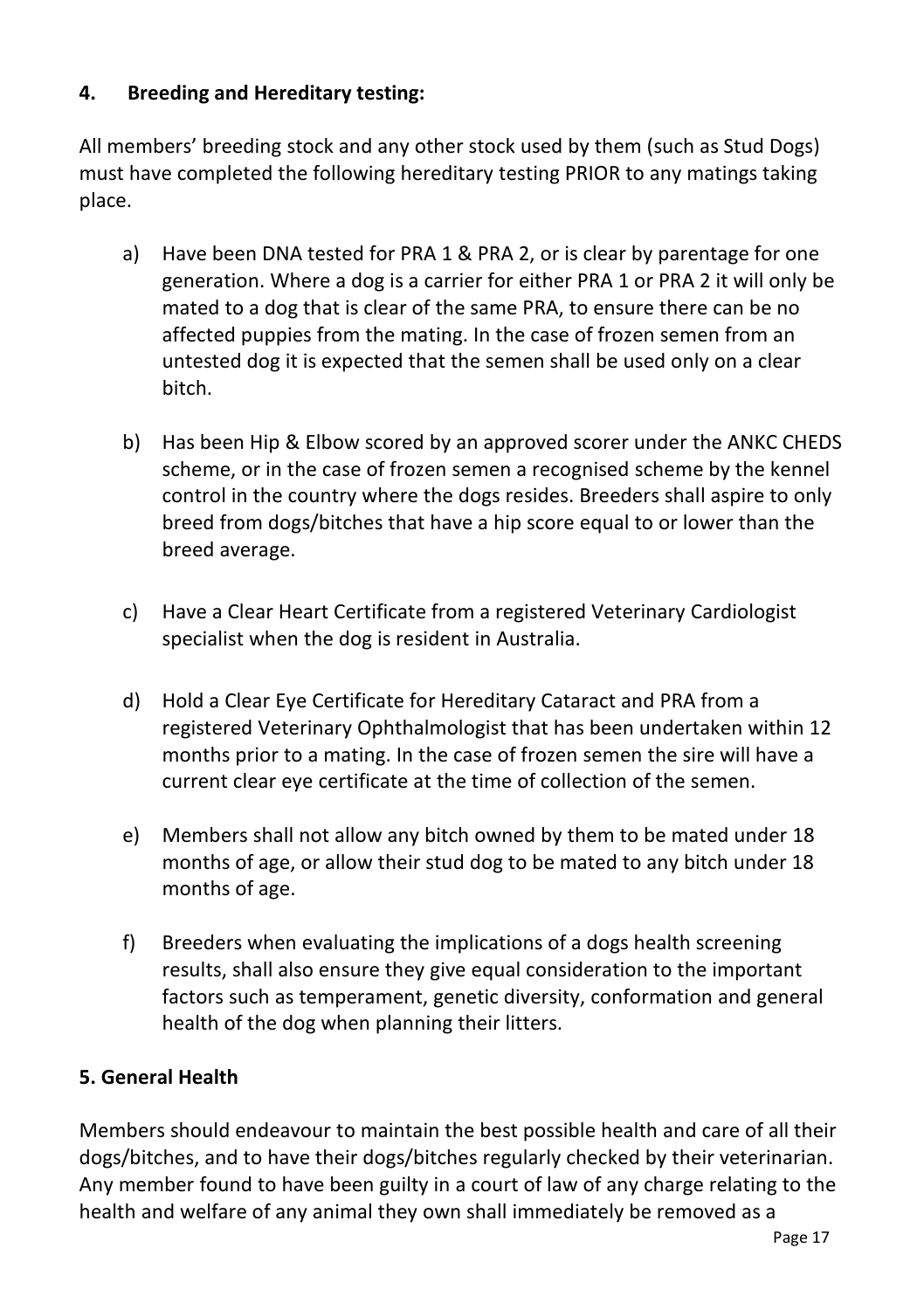## 4. Breeding and Hereditary testing:

All members' breeding stock and any other stock used by them (such as Stud Dogs) must have completed the following hereditary testing PRIOR to any matings taking place.

a) Have been DNA tested for PRA 1 & PRA 2, or is clear by parentage for one generation. Where a dog is a carrier for either PRA 1 or PRA 2 it will only be mated to a dog that is clear of the same PRA, to ensure there can be no affected puppies from the mating. In the case of frozen semen from an untested dog it is expected that the semen shall be used only on a clear bitch.

b) Has been Hip & Elbow scored by an approved scorer under the ANKC CHEDS scheme, or in the case of frozen semen a recognised scheme by the kennel control in the country where the dogs resides. Breeders shall aspire to only breed from dogs/bitches that have a hip score equal to or lower than the breed average.

c) Have a Clear Heart Certificate from a registered Veterinary Cardiologist specialist when the dog is resident in Australia.

d) Hold a Clear Eye Certificate for Hereditary Cataract and PRA from a registered Veterinary Ophthalmologist that has been undertaken within 12 months prior to a mating. In the case of frozen semen the sire will have a current clear eye certificate at the time of collection of the semen.

e) Members shall not allow any bitch owned by them to be mated under 18 months of age, or allow their stud dog to be mated to any bitch under 18 months of age.

f) Breeders when evaluating the implications of a dogs health screening results, shall also ensure they give equal consideration to the important factors such as temperament, genetic diversity, conformation and general health of the dog when planning their litters.

## 5. General Health

Members should endeavour to maintain the best possible health and care of all their dogs/bitches, and to have their dogs/bitches regularly checked by their veterinarian. Any member found to have been guilty in a court of law of any charge relating to the health and welfare of any animal they own shall immediately be removed as a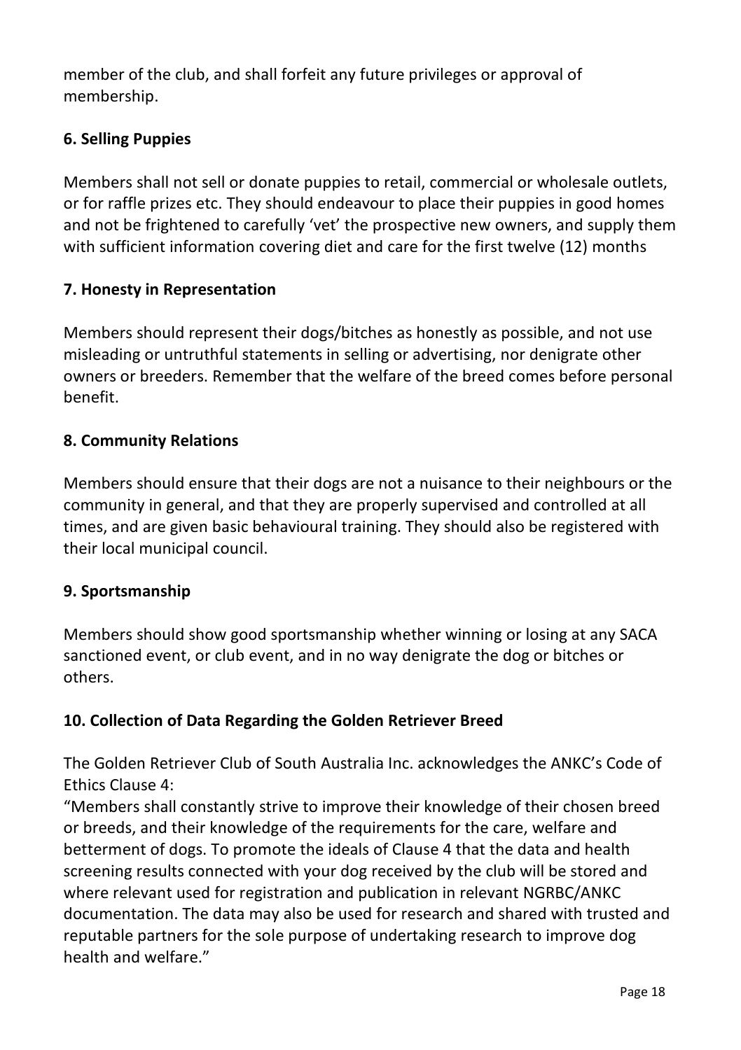member of the club, and shall forfeit any future privileges or approval of membership.

### 6. Selling Puppies

Members shall not sell or donate puppies to retail, commercial or wholesale outlets, or for raffle prizes etc. They should endeavour to place their puppies in good homes and not be frightened to carefully 'vet' the prospective new owners, and supply them with sufficient information covering diet and care for the first twelve (12) months

### 7. Honesty in Representation

Members should represent their dogs/bitches as honestly as possible, and not use misleading or untruthful statements in selling or advertising, nor denigrate other owners or breeders. Remember that the welfare of the breed comes before personal benefit.

### 8. Community Relations

Members should ensure that their dogs are not a nuisance to their neighbours or the community in general, and that they are properly supervised and controlled at all times, and are given basic behavioural training. They should also be registered with their local municipal council.

### 9. Sportsmanship

Members should show good sportsmanship whether winning or losing at any SACA sanctioned event, or club event, and in no way denigrate the dog or bitches or others.

### 10. Collection of Data Regarding the Golden Retriever Breed

The Golden Retriever Club of South Australia Inc. acknowledges the ANKC's Code of Ethics Clause 4:
"Members shall constantly strive to improve their knowledge of their chosen breed or breeds, and their knowledge of the requirements for the care, welfare and betterment of dogs. To promote the ideals of Clause 4 that the data and health screening results connected with your dog received by the club will be stored and where relevant used for registration and publication in relevant NGRBC/ANKC documentation. The data may also be used for research and shared with trusted and reputable partners for the sole purpose of undertaking research to improve dog health and welfare."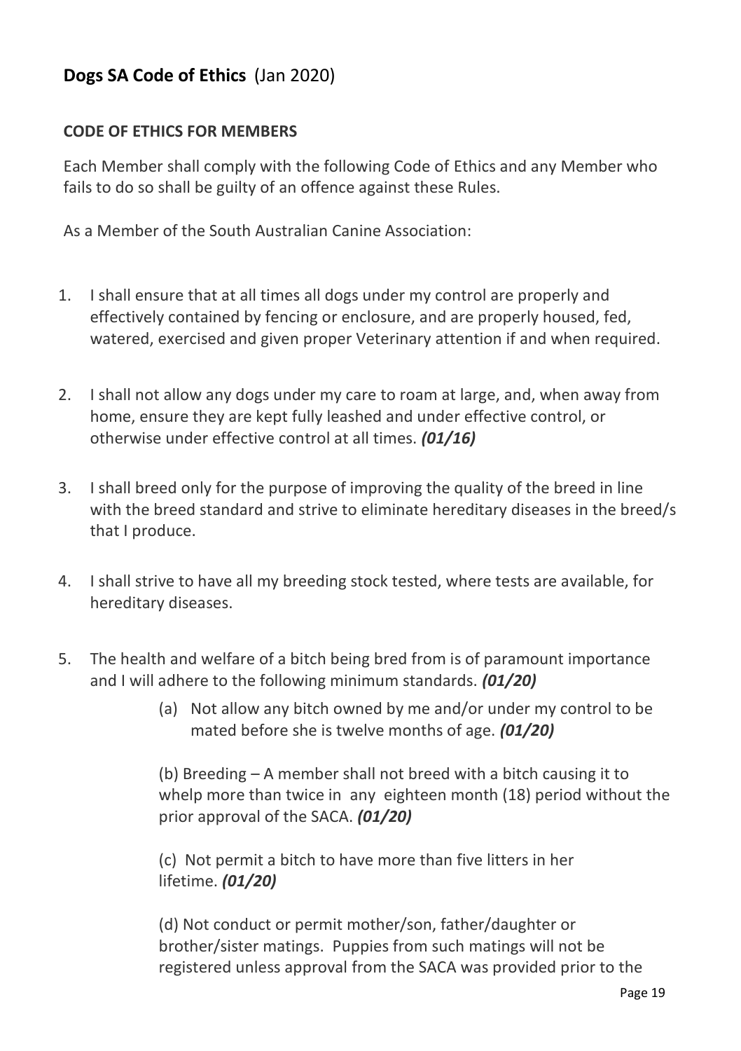## **Dogs SA Code of Ethics** (Jan 2020)

### **CODE OF ETHICS FOR MEMBERS**

Each Member shall comply with the following Code of Ethics and any Member who fails to do so shall be guilty of an offence against these Rules.

As a Member of the South Australian Canine Association:

1. I shall ensure that at all times all dogs under my control are properly and effectively contained by fencing or enclosure, and are properly housed, fed, watered, exercised and given proper Veterinary attention if and when required.

2. I shall not allow any dogs under my care to roam at large, and, when away from home, ensure they are kept fully leashed and under effective control, or otherwise under effective control at all times. ***(01/16)***

3. I shall breed only for the purpose of improving the quality of the breed in line with the breed standard and strive to eliminate hereditary diseases in the breed/s that I produce.

4. I shall strive to have all my breeding stock tested, where tests are available, for hereditary diseases.

5. The health and welfare of a bitch being bred from is of paramount importance and I will adhere to the following minimum standards. ***(01/20)***

   (a) Not allow any bitch owned by me and/or under my control to be mated before she is twelve months of age. ***(01/20)***

   (b) Breeding – A member shall not breed with a bitch causing it to whelp more than twice in any eighteen month (18) period without the prior approval of the SACA. ***(01/20)***

   (c) Not permit a bitch to have more than five litters in her lifetime. ***(01/20)***

   (d) Not conduct or permit mother/son, father/daughter or brother/sister matings. Puppies from such matings will not be registered unless approval from the SACA was provided prior to the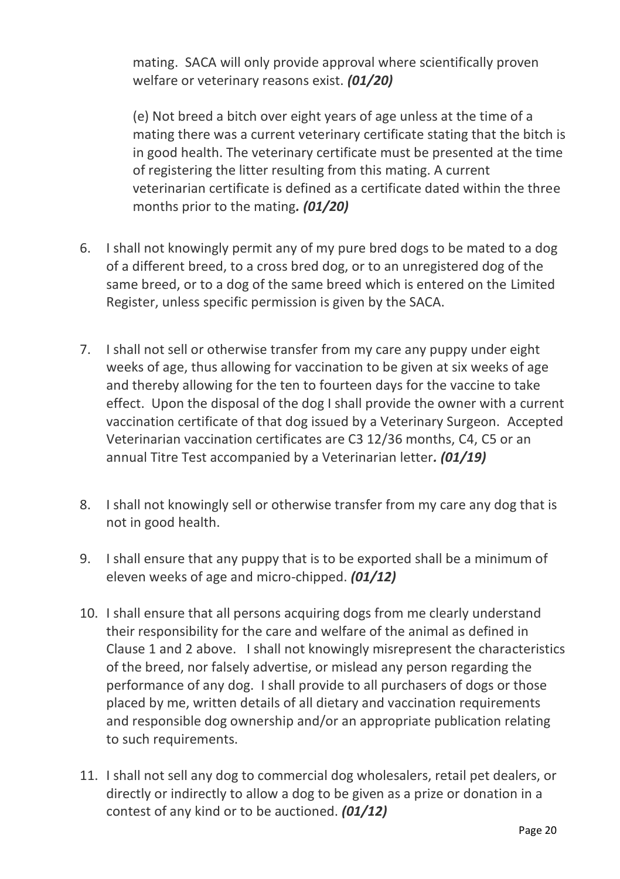mating. SACA will only provide approval where scientifically proven welfare or veterinary reasons exist. ***(01/20)***

(e) Not breed a bitch over eight years of age unless at the time of a mating there was a current veterinary certificate stating that the bitch is in good health. The veterinary certificate must be presented at the time of registering the litter resulting from this mating. A current veterinarian certificate is defined as a certificate dated within the three months prior to the mating***. (01/20)***

6. I shall not knowingly permit any of my pure bred dogs to be mated to a dog of a different breed, to a cross bred dog, or to an unregistered dog of the same breed, or to a dog of the same breed which is entered on the Limited Register, unless specific permission is given by the SACA.

7. I shall not sell or otherwise transfer from my care any puppy under eight weeks of age, thus allowing for vaccination to be given at six weeks of age and thereby allowing for the ten to fourteen days for the vaccine to take effect. Upon the disposal of the dog I shall provide the owner with a current vaccination certificate of that dog issued by a Veterinary Surgeon. Accepted Veterinarian vaccination certificates are C3 12/36 months, C4, C5 or an annual Titre Test accompanied by a Veterinarian letter***. (01/19)***

8. I shall not knowingly sell or otherwise transfer from my care any dog that is not in good health.

9. I shall ensure that any puppy that is to be exported shall be a minimum of eleven weeks of age and micro-chipped. ***(01/12)***

10. I shall ensure that all persons acquiring dogs from me clearly understand their responsibility for the care and welfare of the animal as defined in Clause 1 and 2 above. I shall not knowingly misrepresent the characteristics of the breed, nor falsely advertise, or mislead any person regarding the performance of any dog. I shall provide to all purchasers of dogs or those placed by me, written details of all dietary and vaccination requirements and responsible dog ownership and/or an appropriate publication relating to such requirements.

11. I shall not sell any dog to commercial dog wholesalers, retail pet dealers, or directly or indirectly to allow a dog to be given as a prize or donation in a contest of any kind or to be auctioned. ***(01/12)***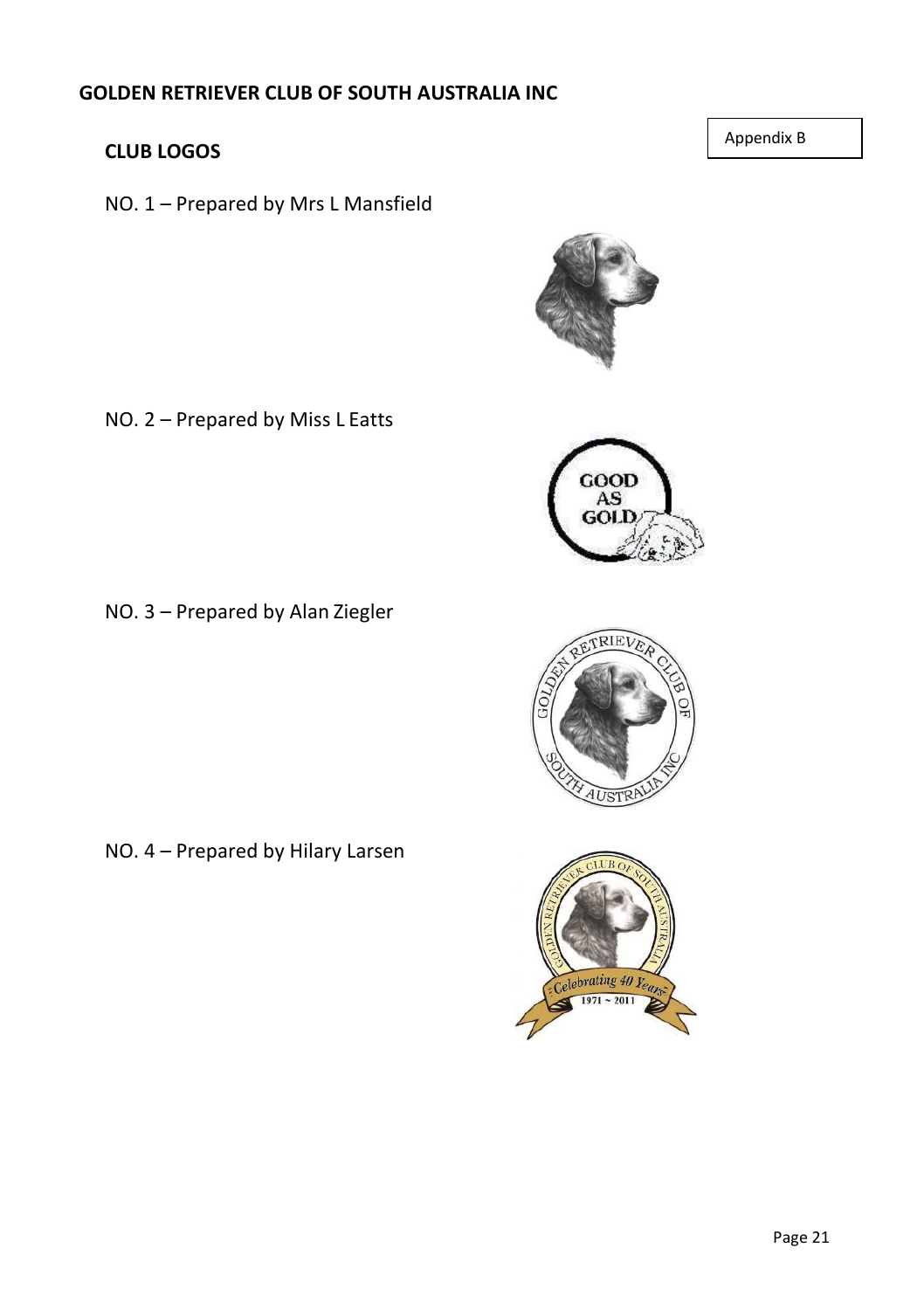# GOLDEN RETRIEVER CLUB OF SOUTH AUSTRALIA INC

Appendix B

## CLUB LOGOS

NO. 1 – Prepared by Mrs L Mansfield

NO. 2 – Prepared by Miss L Eatts

NO. 3 – Prepared by Alan Ziegler

NO. 4 – Prepared by Hilary Larsen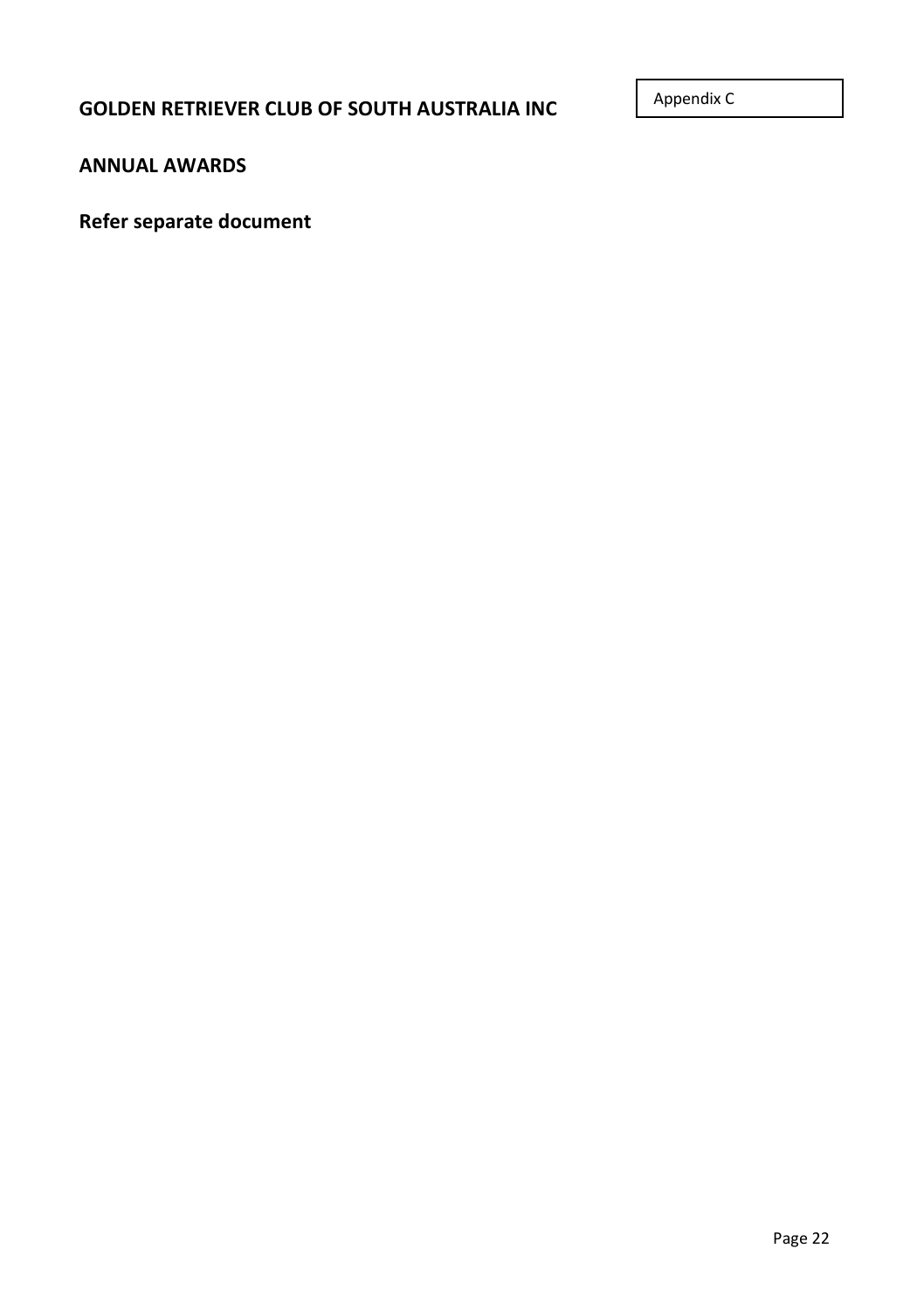Appendix C

## GOLDEN RETRIEVER CLUB OF SOUTH AUSTRALIA INC

## ANNUAL AWARDS

## Refer separate document